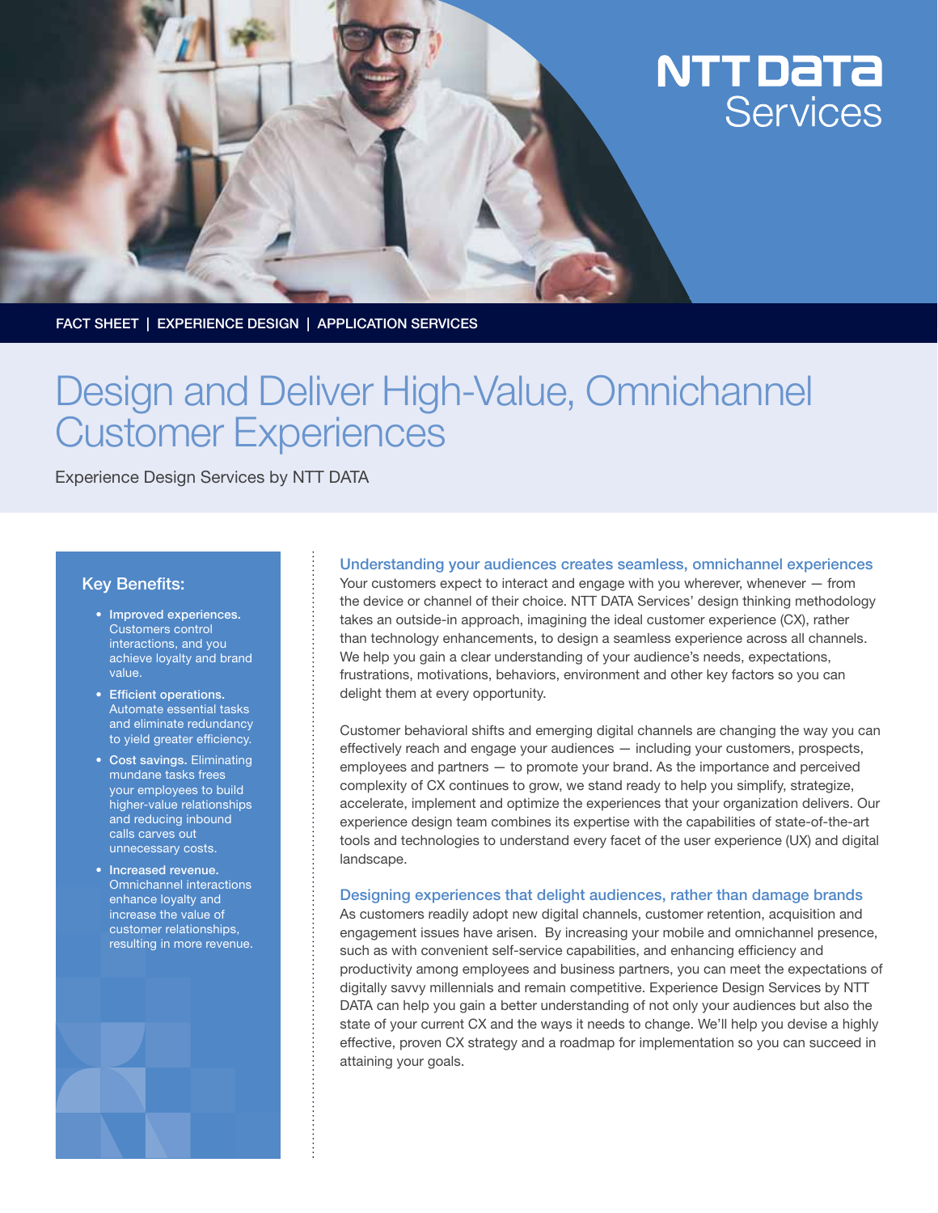NTT DATA Services

FACT SHEET | EXPERIENCE DESIGN | APPLICATION SERVICES

# Design and Deliver High-Value, Omnichannel Customer Experiences

Experience Design Services by NTT DATA

## Key Benefits:

- **Improved experiences.** Customers control interactions, and you achieve loyalty and brand value.
- **Efficient operations.** Automate essential tasks and eliminate redundancy to yield greater efficiency.
- **Cost savings.** Eliminating mundane tasks frees your employees to build higher-value relationships and reducing inbound calls carves out unnecessary costs.
- **Increased revenue.** Omnichannel interactions enhance loyalty and increase the value of customer relationships, resulting in more revenue.

### Understanding your audiences creates seamless, omnichannel experiences

Your customers expect to interact and engage with you wherever, whenever — from the device or channel of their choice. NTT DATA Services' design thinking methodology takes an outside-in approach, imagining the ideal customer experience (CX), rather than technology enhancements, to design a seamless experience across all channels. We help you gain a clear understanding of your audience's needs, expectations, frustrations, motivations, behaviors, environment and other key factors so you can delight them at every opportunity.

Customer behavioral shifts and emerging digital channels are changing the way you can effectively reach and engage your audiences — including your customers, prospects, employees and partners — to promote your brand. As the importance and perceived complexity of CX continues to grow, we stand ready to help you simplify, strategize, accelerate, implement and optimize the experiences that your organization delivers. Our experience design team combines its expertise with the capabilities of state-of-the-art tools and technologies to understand every facet of the user experience (UX) and digital landscape.

### Designing experiences that delight audiences, rather than damage brands

As customers readily adopt new digital channels, customer retention, acquisition and engagement issues have arisen. By increasing your mobile and omnichannel presence, such as with convenient self-service capabilities, and enhancing efficiency and productivity among employees and business partners, you can meet the expectations of digitally savvy millennials and remain competitive. Experience Design Services by NTT DATA can help you gain a better understanding of not only your audiences but also the state of your current CX and the ways it needs to change. We'll help you devise a highly effective, proven CX strategy and a roadmap for implementation so you can succeed in attaining your goals.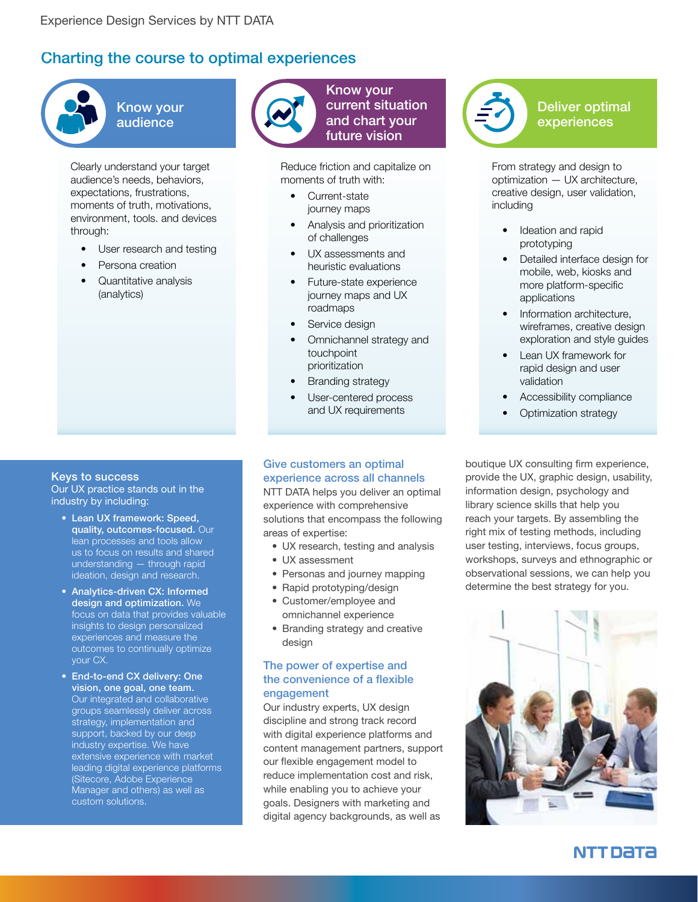## Charting the course to optimal experiences

### Know your audience

Clearly understand your target audience's needs, behaviors, expectations, frustrations, moments of truth, motivations, environment, tools. and devices through:

- User research and testing
- Persona creation
- Quantitative analysis (analytics)

### Know your current situation and chart your future vision

Reduce friction and capitalize on moments of truth with:

- Current-state journey maps
- Analysis and prioritization of challenges
- UX assessments and heuristic evaluations
- Future-state experience journey maps and UX roadmaps
- Service design
- Omnichannel strategy and touchpoint prioritization
- Branding strategy
- User-centered process and UX requirements

### Deliver optimal experiences

From strategy and design to optimization — UX architecture, creative design, user validation, including

- Ideation and rapid prototyping
- Detailed interface design for mobile, web, kiosks and more platform-specific applications
- Information architecture, wireframes, creative design exploration and style guides
- Lean UX framework for rapid design and user validation
- Accessibility compliance
- Optimization strategy

### Keys to success

Our UX practice stands out in the industry by including:

- **Lean UX framework: Speed, quality, outcomes-focused.** Our lean processes and tools allow us to focus on results and shared understanding — through rapid ideation, design and research.
- **Analytics-driven CX: Informed design and optimization.** We focus on data that provides valuable insights to design personalized experiences and measure the outcomes to continually optimize your CX.
- **End-to-end CX delivery: One vision, one goal, one team.** Our integrated and collaborative groups seamlessly deliver across strategy, implementation and support, backed by our deep industry expertise. We have extensive experience with market leading digital experience platforms (Sitecore, Adobe Experience Manager and others) as well as custom solutions.

### Give customers an optimal experience across all channels

NTT DATA helps you deliver an optimal experience with comprehensive solutions that encompass the following areas of expertise:

- UX research, testing and analysis
- UX assessment
- Personas and journey mapping
- Rapid prototyping/design
- Customer/employee and omnichannel experience
- Branding strategy and creative design

### The power of expertise and the convenience of a flexible engagement

Our industry experts, UX design discipline and strong track record with digital experience platforms and content management partners, support our flexible engagement model to reduce implementation cost and risk, while enabling you to achieve your goals. Designers with marketing and digital agency backgrounds, as well as boutique UX consulting firm experience, provide the UX, graphic design, usability, information design, psychology and library science skills that help you reach your targets. By assembling the right mix of testing methods, including user testing, interviews, focus groups, workshops, surveys and ethnographic or observational sessions, we can help you determine the best strategy for you.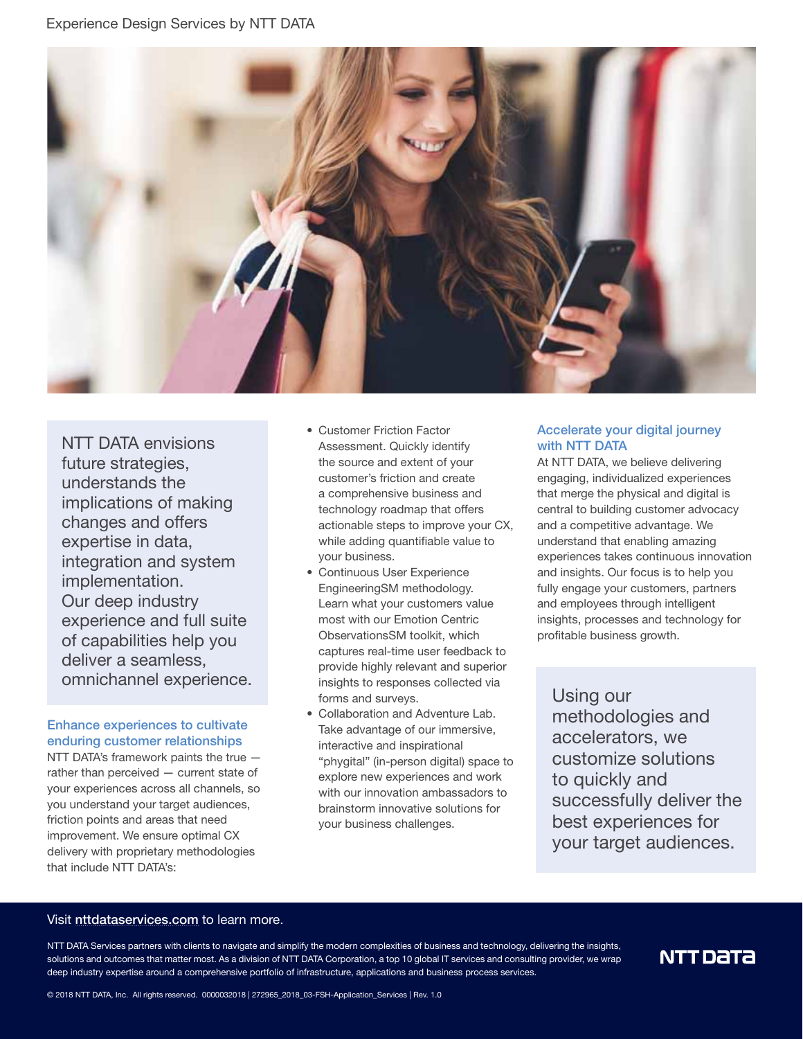NTT DATA envisions future strategies, understands the implications of making changes and offers expertise in data, integration and system implementation. Our deep industry experience and full suite of capabilities help you deliver a seamless, omnichannel experience.

## Enhance experiences to cultivate enduring customer relationships

NTT DATA's framework paints the true — rather than perceived — current state of your experiences across all channels, so you understand your target audiences, friction points and areas that need improvement. We ensure optimal CX delivery with proprietary methodologies that include NTT DATA's:

- Customer Friction Factor Assessment. Quickly identify the source and extent of your customer's friction and create a comprehensive business and technology roadmap that offers actionable steps to improve your CX, while adding quantifiable value to your business.
- Continuous User Experience EngineeringSM methodology. Learn what your customers value most with our Emotion Centric ObservationsSM toolkit, which captures real-time user feedback to provide highly relevant and superior insights to responses collected via forms and surveys.
- Collaboration and Adventure Lab. Take advantage of our immersive, interactive and inspirational "phygital" (in-person digital) space to explore new experiences and work with our innovation ambassadors to brainstorm innovative solutions for your business challenges.

## Accelerate your digital journey with NTT DATA

At NTT DATA, we believe delivering engaging, individualized experiences that merge the physical and digital is central to building customer advocacy and a competitive advantage. We understand that enabling amazing experiences takes continuous innovation and insights. Our focus is to help you fully engage your customers, partners and employees through intelligent insights, processes and technology for profitable business growth.

Using our methodologies and accelerators, we customize solutions to quickly and successfully deliver the best experiences for your target audiences.

Visit nttdataservices.com to learn more.

NTT DATA Services partners with clients to navigate and simplify the modern complexities of business and technology, delivering the insights, solutions and outcomes that matter most. As a division of NTT DATA Corporation, a top 10 global IT services and consulting provider, we wrap deep industry expertise around a comprehensive portfolio of infrastructure, applications and business process services.

NTT DATA

© 2018 NTT DATA, Inc. All rights reserved. 0000032018 | 272965_2018_03-FSH-Application_Services | Rev. 1.0